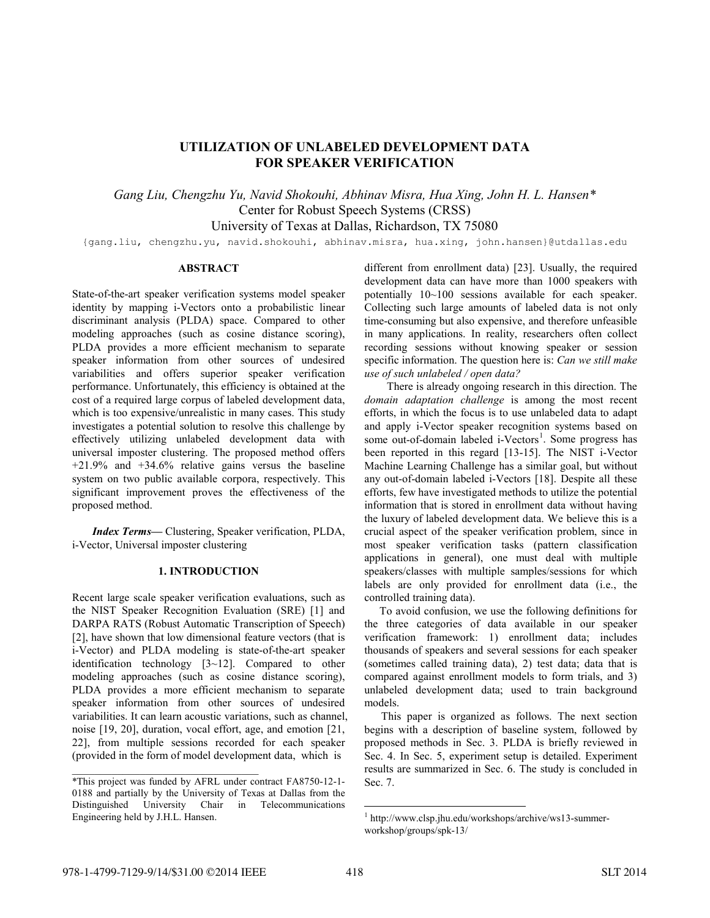# UTILIZATION OF UNLABELED DEVELOPMENT DATA FOR SPEAKER VERIFICATION

*Gang Liu, Chengzhu Yu, Navid Shokouhi, Abhinav Misra, Hua Xing, John H. L. Hansen**

Center for Robust Speech Systems (CRSS)
University of Texas at Dallas, Richardson, TX 75080

{gang.liu, chengzhu.yu, navid.shokouhi, abhinav.misra, hua.xing, john.hansen}@utdallas.edu

## ABSTRACT

State-of-the-art speaker verification systems model speaker identity by mapping i-Vectors onto a probabilistic linear discriminant analysis (PLDA) space. Compared to other modeling approaches (such as cosine distance scoring), PLDA provides a more efficient mechanism to separate speaker information from other sources of undesired variabilities and offers superior speaker verification performance. Unfortunately, this efficiency is obtained at the cost of a required large corpus of labeled development data, which is too expensive/unrealistic in many cases. This study investigates a potential solution to resolve this challenge by effectively utilizing unlabeled development data with universal imposter clustering. The proposed method offers +21.9% and +34.6% relative gains versus the baseline system on two public available corpora, respectively. This significant improvement proves the effectiveness of the proposed method.

***Index Terms*—** Clustering, Speaker verification, PLDA, i-Vector, Universal imposter clustering

## 1. INTRODUCTION

Recent large scale speaker verification evaluations, such as the NIST Speaker Recognition Evaluation (SRE) [1] and DARPA RATS (Robust Automatic Transcription of Speech) [2], have shown that low dimensional feature vectors (that is i-Vector) and PLDA modeling is state-of-the-art speaker identification technology [3~12]. Compared to other modeling approaches (such as cosine distance scoring), PLDA provides a more efficient mechanism to separate speaker information from other sources of undesired variabilities. It can learn acoustic variations, such as channel, noise [19, 20], duration, vocal effort, age, and emotion [21, 22], from multiple sessions recorded for each speaker (provided in the form of model development data, which is different from enrollment data) [23]. Usually, the required development data can have more than 1000 speakers with potentially 10~100 sessions available for each speaker. Collecting such large amounts of labeled data is not only time-consuming but also expensive, and therefore unfeasible in many applications. In reality, researchers often collect recording sessions without knowing speaker or session specific information. The question here is: *Can we still make use of such unlabeled / open data?*

There is already ongoing research in this direction. The *domain adaptation challenge* is among the most recent efforts, in which the focus is to use unlabeled data to adapt and apply i-Vector speaker recognition systems based on some out-of-domain labeled i-Vectors[1]. Some progress has been reported in this regard [13-15]. The NIST i-Vector Machine Learning Challenge has a similar goal, but without any out-of-domain labeled i-Vectors [18]. Despite all these efforts, few have investigated methods to utilize the potential information that is stored in enrollment data without having the luxury of labeled development data. We believe this is a crucial aspect of the speaker verification problem, since in most speaker verification tasks (pattern classification applications in general), one must deal with multiple speakers/classes with multiple samples/sessions for which labels are only provided for enrollment data (i.e., the controlled training data).

To avoid confusion, we use the following definitions for the three categories of data available in our speaker verification framework: 1) enrollment data; includes thousands of speakers and several sessions for each speaker (sometimes called training data), 2) test data; data that is compared against enrollment models to form trials, and 3) unlabeled development data; used to train background models.

This paper is organized as follows. The next section begins with a description of baseline system, followed by proposed methods in Sec. 3. PLDA is briefly reviewed in Sec. 4. In Sec. 5, experiment setup is detailed. Experiment results are summarized in Sec. 6. The study is concluded in Sec. 7.

---

*This project was funded by AFRL under contract FA8750-12-1-0188 and partially by the University of Texas at Dallas from the Distinguished University Chair in Telecommunications Engineering held by J.H.L. Hansen.

[1] http://www.clsp.jhu.edu/workshops/archive/ws13-summer-workshop/groups/spk-13/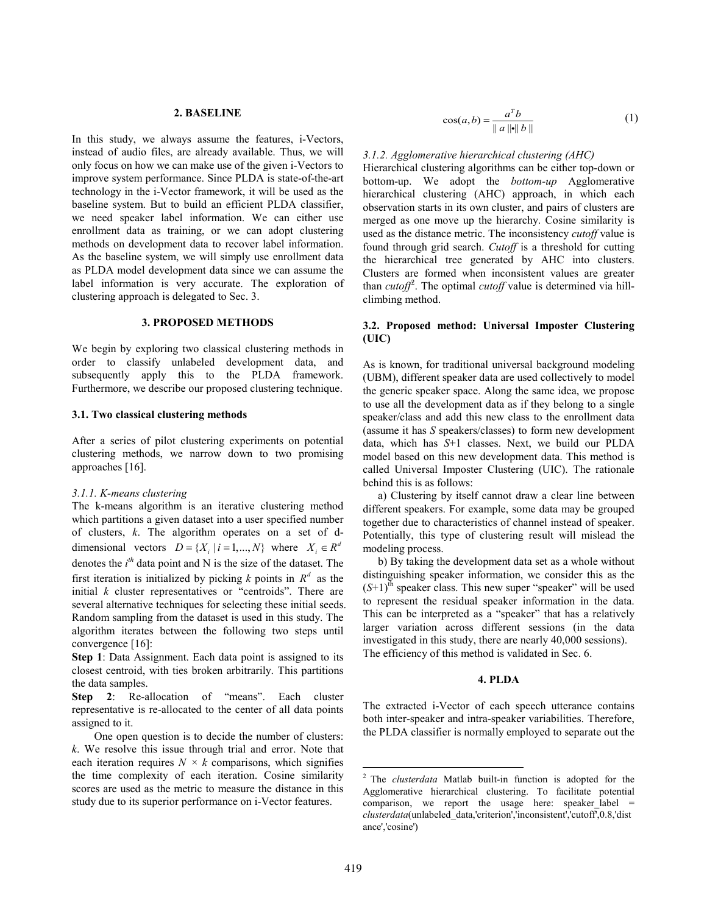## 2. BASELINE

In this study, we always assume the features, i-Vectors, instead of audio files, are already available. Thus, we will only focus on how we can make use of the given i-Vectors to improve system performance. Since PLDA is state-of-the-art technology in the i-Vector framework, it will be used as the baseline system. But to build an efficient PLDA classifier, we need speaker label information. We can either use enrollment data as training, or we can adopt clustering methods on development data to recover label information. As the baseline system, we will simply use enrollment data as PLDA model development data since we can assume the label information is very accurate. The exploration of clustering approach is delegated to Sec. 3.

## 3. PROPOSED METHODS

We begin by exploring two classical clustering methods in order to classify unlabeled development data, and subsequently apply this to the PLDA framework. Furthermore, we describe our proposed clustering technique.

### 3.1. Two classical clustering methods

After a series of pilot clustering experiments on potential clustering methods, we narrow down to two promising approaches [16].

#### *3.1.1. K-means clustering*

The k-means algorithm is an iterative clustering method which partitions a given dataset into a user specified number of clusters, *k*. The algorithm operates on a set of d-dimensional vectors $D = \{X_i \mid i = 1, ..., N\}$ where $X_i \in R^d$ denotes the $i^{th}$ data point and N is the size of the dataset. The first iteration is initialized by picking *k* points in $R^d$ as the initial *k* cluster representatives or "centroids". There are several alternative techniques for selecting these initial seeds. Random sampling from the dataset is used in this study. The algorithm iterates between the following two steps until convergence [16]:

**Step 1**: Data Assignment. Each data point is assigned to its closest centroid, with ties broken arbitrarily. This partitions the data samples.

**Step 2**: Re-allocation of "means". Each cluster representative is re-allocated to the center of all data points assigned to it.

One open question is to decide the number of clusters: *k*. We resolve this issue through trial and error. Note that each iteration requires $N \times k$ comparisons, which signifies the time complexity of each iteration. Cosine similarity scores are used as the metric to measure the distance in this study due to its superior performance on i-Vector features.

$$\cos(a,b) = \frac{a^T b}{\| a \| \bullet \| b \|} \tag{1}$$

#### *3.1.2. Agglomerative hierarchical clustering (AHC)*

Hierarchical clustering algorithms can be either top-down or bottom-up. We adopt the *bottom-up* Agglomerative hierarchical clustering (AHC) approach, in which each observation starts in its own cluster, and pairs of clusters are merged as one move up the hierarchy. Cosine similarity is used as the distance metric. The inconsistency *cutoff* value is found through grid search. *Cutoff* is a threshold for cutting the hierarchical tree generated by AHC into clusters. Clusters are formed when inconsistent values are greater than *cutoff*[2]. The optimal *cutoff* value is determined via hill-climbing method.

### 3.2. Proposed method: Universal Imposter Clustering (UIC)

As is known, for traditional universal background modeling (UBM), different speaker data are used collectively to model the generic speaker space. Along the same idea, we propose to use all the development data as if they belong to a single speaker/class and add this new class to the enrollment data (assume it has *S* speakers/classes) to form new development data, which has *S*+1 classes. Next, we build our PLDA model based on this new development data. This method is called Universal Imposter Clustering (UIC). The rationale behind this is as follows:

a) Clustering by itself cannot draw a clear line between different speakers. For example, some data may be grouped together due to characteristics of channel instead of speaker. Potentially, this type of clustering result will mislead the modeling process.

b) By taking the development data set as a whole without distinguishing speaker information, we consider this as the $(S+1)^{th}$ speaker class. This new super "speaker" will be used to represent the residual speaker information in the data. This can be interpreted as a "speaker" that has a relatively larger variation across different sessions (in the data investigated in this study, there are nearly 40,000 sessions). The efficiency of this method is validated in Sec. 6.

## 4. PLDA

The extracted i-Vector of each speech utterance contains both inter-speaker and intra-speaker variabilities. Therefore, the PLDA classifier is normally employed to separate out the

---

[2] The *clusterdata* Matlab built-in function is adopted for the Agglomerative hierarchical clustering. To facilitate potential comparison, we report the usage here: speaker_label = *clusterdata*(unlabeled_data,'criterion','inconsistent','cutoff',0.8,'distance','cosine')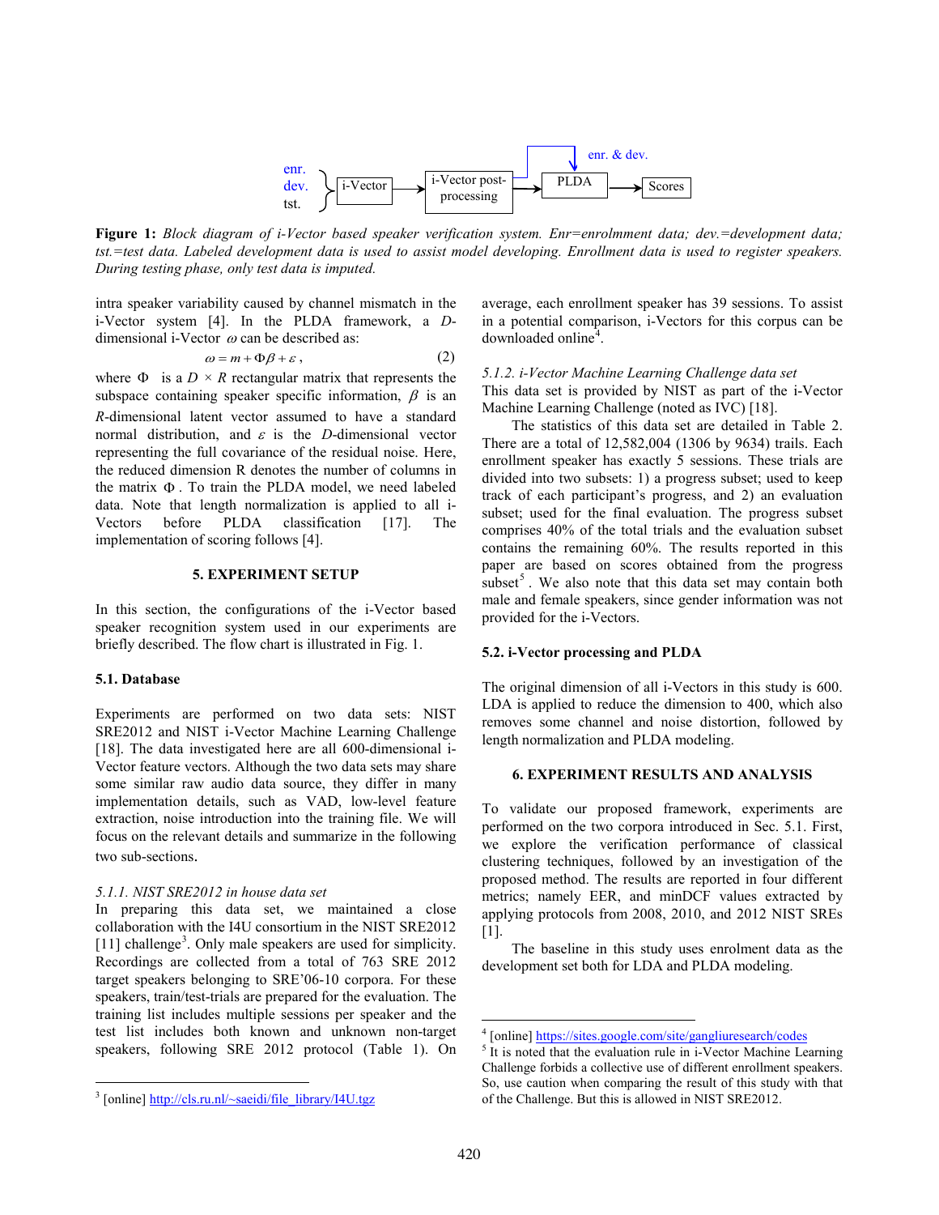enr. dev. tst. → i-Vector → i-Vector post-processing → PLDA → Scores (enr. & dev. → PLDA)

**Figure 1:** *Block diagram of i-Vector based speaker verification system. Enr=enrolment data; dev.=development data; tst.=test data. Labeled development data is used to assist model developing. Enrollment data is used to register speakers. During testing phase, only test data is imputed.*

intra speaker variability caused by channel mismatch in the i-Vector system [4]. In the PLDA framework, a $D$-dimensional i-Vector $\omega$ can be described as:

$$\omega = m + \Phi\beta + \varepsilon, \tag{2}$$

where $\Phi$ is a $D \times R$ rectangular matrix that represents the subspace containing speaker specific information, $\beta$ is an $R$-dimensional latent vector assumed to have a standard normal distribution, and $\varepsilon$ is the $D$-dimensional vector representing the full covariance of the residual noise. Here, the reduced dimension R denotes the number of columns in the matrix $\Phi$. To train the PLDA model, we need labeled data. Note that length normalization is applied to all i-Vectors before PLDA classification [17]. The implementation of scoring follows [4].

## 5. EXPERIMENT SETUP

In this section, the configurations of the i-Vector based speaker recognition system used in our experiments are briefly described. The flow chart is illustrated in Fig. 1.

### 5.1. Database

Experiments are performed on two data sets: NIST SRE2012 and NIST i-Vector Machine Learning Challenge [18]. The data investigated here are all 600-dimensional i-Vector feature vectors. Although the two data sets may share some similar raw audio data source, they differ in many implementation details, such as VAD, low-level feature extraction, noise introduction into the training file. We will focus on the relevant details and summarize in the following two sub-sections.

#### *5.1.1. NIST SRE2012 in house data set*

In preparing this data set, we maintained a close collaboration with the I4U consortium in the NIST SRE2012 [11] challenge[3]. Only male speakers are used for simplicity. Recordings are collected from a total of 763 SRE 2012 target speakers belonging to SRE'06-10 corpora. For these speakers, train/test-trials are prepared for the evaluation. The training list includes multiple sessions per speaker and the test list includes both known and unknown non-target speakers, following SRE 2012 protocol (Table 1). On average, each enrollment speaker has 39 sessions. To assist in a potential comparison, i-Vectors for this corpus can be downloaded online[4].

#### *5.1.2. i-Vector Machine Learning Challenge data set*

This data set is provided by NIST as part of the i-Vector Machine Learning Challenge (noted as IVC) [18].

The statistics of this data set are detailed in Table 2. There are a total of 12,582,004 (1306 by 9634) trails. Each enrollment speaker has exactly 5 sessions. These trials are divided into two subsets: 1) a progress subset; used to keep track of each participant's progress, and 2) an evaluation subset; used for the final evaluation. The progress subset comprises 40% of the total trials and the evaluation subset contains the remaining 60%. The results reported in this paper are based on scores obtained from the progress subset[5]. We also note that this data set may contain both male and female speakers, since gender information was not provided for the i-Vectors.

### 5.2. i-Vector processing and PLDA

The original dimension of all i-Vectors in this study is 600. LDA is applied to reduce the dimension to 400, which also removes some channel and noise distortion, followed by length normalization and PLDA modeling.

## 6. EXPERIMENT RESULTS AND ANALYSIS

To validate our proposed framework, experiments are performed on the two corpora introduced in Sec. 5.1. First, we explore the verification performance of classical clustering techniques, followed by an investigation of the proposed method. The results are reported in four different metrics; namely EER, and minDCF values extracted by applying protocols from 2008, 2010, and 2012 NIST SREs [1].

The baseline in this study uses enrolment data as the development set both for LDA and PLDA modeling.

---

[3] [online] http://cls.ru.nl/~saeidi/file_library/I4U.tgz

[4] [online] https://sites.google.com/site/gangliuresearch/codes

[5] It is noted that the evaluation rule in i-Vector Machine Learning Challenge forbids a collective use of different enrollment speakers. So, use caution when comparing the result of this study with that of the Challenge. But this is allowed in NIST SRE2012.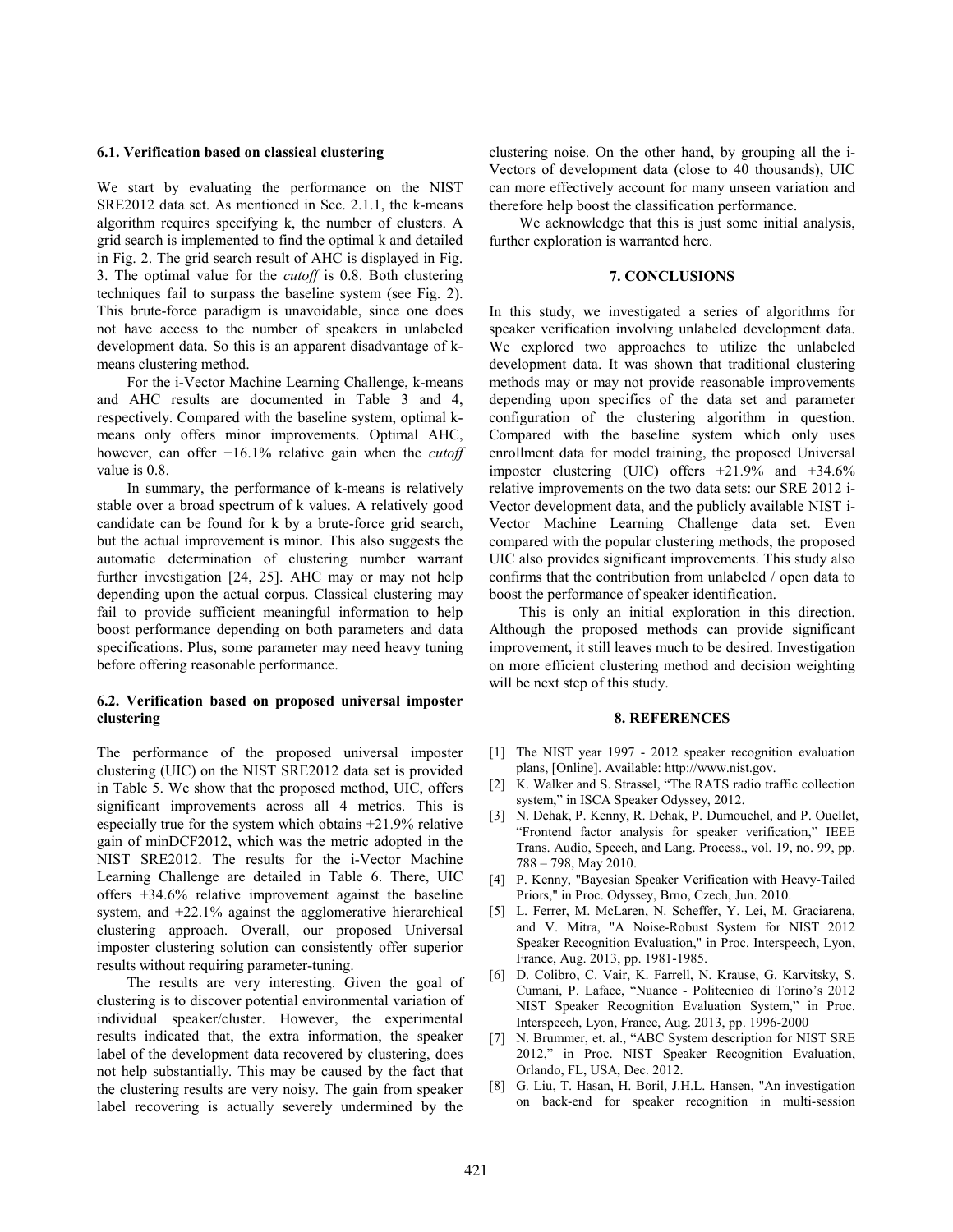### 6.1. Verification based on classical clustering

We start by evaluating the performance on the NIST SRE2012 data set. As mentioned in Sec. 2.1.1, the k-means algorithm requires specifying k, the number of clusters. A grid search is implemented to find the optimal k and detailed in Fig. 2. The grid search result of AHC is displayed in Fig. 3. The optimal value for the *cutoff* is 0.8. Both clustering techniques fail to surpass the baseline system (see Fig. 2). This brute-force paradigm is unavoidable, since one does not have access to the number of speakers in unlabeled development data. So this is an apparent disadvantage of k-means clustering method.

For the i-Vector Machine Learning Challenge, k-means and AHC results are documented in Table 3 and 4, respectively. Compared with the baseline system, optimal k-means only offers minor improvements. Optimal AHC, however, can offer +16.1% relative gain when the *cutoff* value is 0.8.

In summary, the performance of k-means is relatively stable over a broad spectrum of k values. A relatively good candidate can be found for k by a brute-force grid search, but the actual improvement is minor. This also suggests the automatic determination of clustering number warrant further investigation [24, 25]. AHC may or may not help depending upon the actual corpus. Classical clustering may fail to provide sufficient meaningful information to help boost performance depending on both parameters and data specifications. Plus, some parameter may need heavy tuning before offering reasonable performance.

### 6.2. Verification based on proposed universal imposter clustering

The performance of the proposed universal imposter clustering (UIC) on the NIST SRE2012 data set is provided in Table 5. We show that the proposed method, UIC, offers significant improvements across all 4 metrics. This is especially true for the system which obtains +21.9% relative gain of minDCF2012, which was the metric adopted in the NIST SRE2012. The results for the i-Vector Machine Learning Challenge are detailed in Table 6. There, UIC offers +34.6% relative improvement against the baseline system, and +22.1% against the agglomerative hierarchical clustering approach. Overall, our proposed Universal imposter clustering solution can consistently offer superior results without requiring parameter-tuning.

The results are very interesting. Given the goal of clustering is to discover potential environmental variation of individual speaker/cluster. However, the experimental results indicated that, the extra information, the speaker label of the development data recovered by clustering, does not help substantially. This may be caused by the fact that the clustering results are very noisy. The gain from speaker label recovering is actually severely undermined by the clustering noise. On the other hand, by grouping all the i-Vectors of development data (close to 40 thousands), UIC can more effectively account for many unseen variation and therefore help boost the classification performance.

We acknowledge that this is just some initial analysis, further exploration is warranted here.

## 7. CONCLUSIONS

In this study, we investigated a series of algorithms for speaker verification involving unlabeled development data. We explored two approaches to utilize the unlabeled development data. It was shown that traditional clustering methods may or may not provide reasonable improvements depending upon specifics of the data set and parameter configuration of the clustering algorithm in question. Compared with the baseline system which only uses enrollment data for model training, the proposed Universal imposter clustering (UIC) offers +21.9% and +34.6% relative improvements on the two data sets: our SRE 2012 i-Vector development data, and the publicly available NIST i-Vector Machine Learning Challenge data set. Even compared with the popular clustering methods, the proposed UIC also provides significant improvements. This study also confirms that the contribution from unlabeled / open data to boost the performance of speaker identification.

This is only an initial exploration in this direction. Although the proposed methods can provide significant improvement, it still leaves much to be desired. Investigation on more efficient clustering method and decision weighting will be next step of this study.

## 8. REFERENCES

[1] The NIST year 1997 - 2012 speaker recognition evaluation plans, [Online]. Available: http://www.nist.gov.

[2] K. Walker and S. Strassel, "The RATS radio traffic collection system," in ISCA Speaker Odyssey, 2012.

[3] N. Dehak, P. Kenny, R. Dehak, P. Dumouchel, and P. Ouellet, "Frontend factor analysis for speaker verification," IEEE Trans. Audio, Speech, and Lang. Process., vol. 19, no. 99, pp. 788 – 798, May 2010.

[4] P. Kenny, "Bayesian Speaker Verification with Heavy-Tailed Priors," in Proc. Odyssey, Brno, Czech, Jun. 2010.

[5] L. Ferrer, M. McLaren, N. Scheffer, Y. Lei, M. Graciarena, and V. Mitra, "A Noise-Robust System for NIST 2012 Speaker Recognition Evaluation," in Proc. Interspeech, Lyon, France, Aug. 2013, pp. 1981-1985.

[6] D. Colibro, C. Vair, K. Farrell, N. Krause, G. Karvitsky, S. Cumani, P. Laface, "Nuance - Politecnico di Torino's 2012 NIST Speaker Recognition Evaluation System," in Proc. Interspeech, Lyon, France, Aug. 2013, pp. 1996-2000

[7] N. Brummer, et. al., "ABC System description for NIST SRE 2012," in Proc. NIST Speaker Recognition Evaluation, Orlando, FL, USA, Dec. 2012.

[8] G. Liu, T. Hasan, H. Boril, J.H.L. Hansen, "An investigation on back-end for speaker recognition in multi-session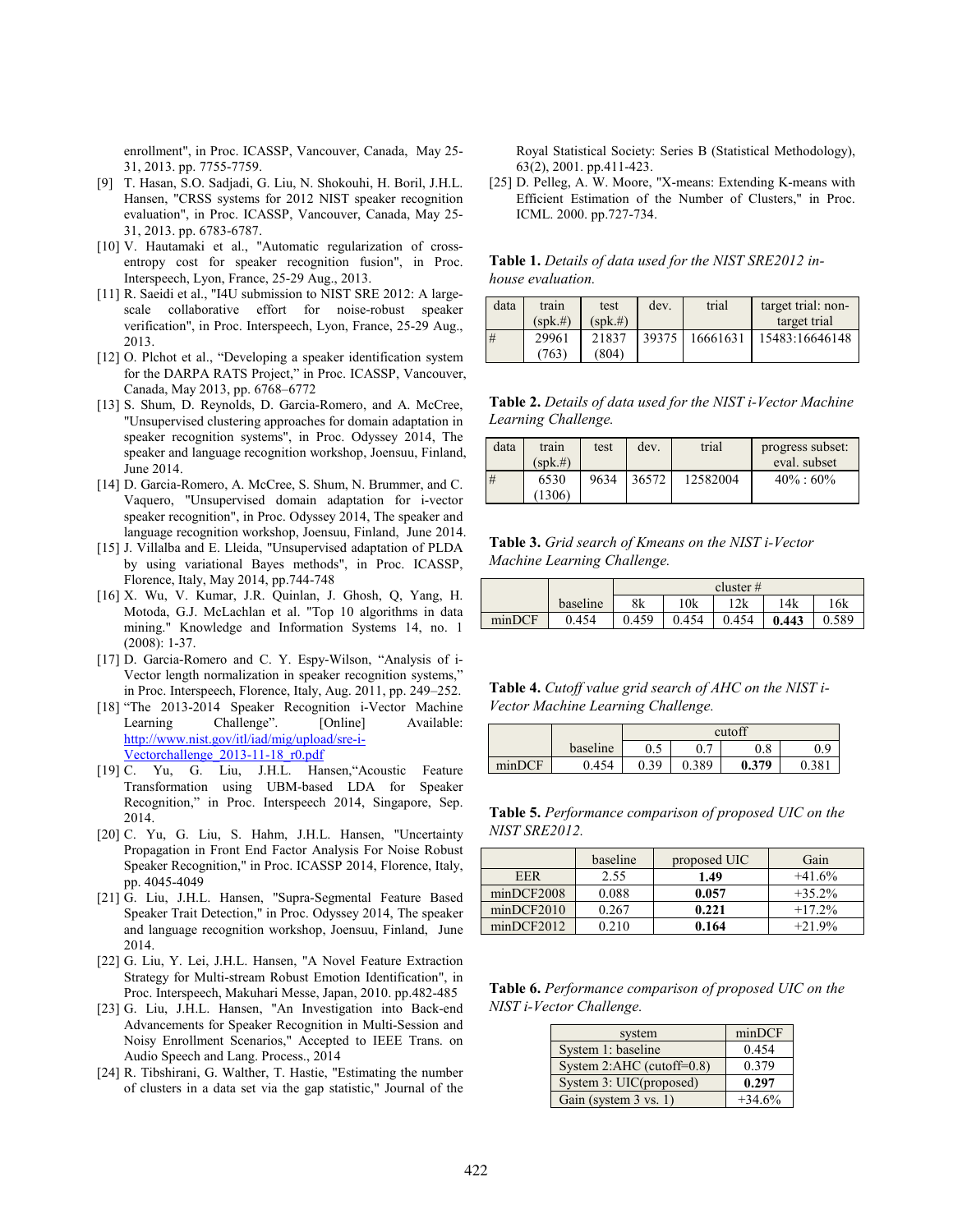enrollment", in Proc. ICASSP, Vancouver, Canada, May 25-31, 2013. pp. 7755-7759.

[9] T. Hasan, S.O. Sadjadi, G. Liu, N. Shokouhi, H. Boril, J.H.L. Hansen, "CRSS systems for 2012 NIST speaker recognition evaluation", in Proc. ICASSP, Vancouver, Canada, May 25-31, 2013. pp. 6783-6787.

[10] V. Hautamaki et al., "Automatic regularization of cross-entropy cost for speaker recognition fusion", in Proc. Interspeech, Lyon, France, 25-29 Aug., 2013.

[11] R. Saeidi et al., "I4U submission to NIST SRE 2012: A large-scale collaborative effort for noise-robust speaker verification", in Proc. Interspeech, Lyon, France, 25-29 Aug., 2013.

[12] O. Plchot et al., "Developing a speaker identification system for the DARPA RATS Project," in Proc. ICASSP, Vancouver, Canada, May 2013, pp. 6768–6772

[13] S. Shum, D. Reynolds, D. Garcia-Romero, and A. McCree, "Unsupervised clustering approaches for domain adaptation in speaker recognition systems," in Proc. Odyssey 2014, The speaker and language recognition workshop, Joensuu, Finland, June 2014.

[14] D. Garcia-Romero, A. McCree, S. Shum, N. Brummer, and C. Vaquero, "Unsupervised domain adaptation for i-vector speaker recognition", in Proc. Odyssey 2014, The speaker and language recognition workshop, Joensuu, Finland, June 2014.

[15] J. Villalba and E. Lleida, "Unsupervised adaptation of PLDA by using variational Bayes methods", in Proc. ICASSP, Florence, Italy, May 2014, pp.744-748

[16] X. Wu, V. Kumar, J.R. Quinlan, J. Ghosh, Q, Yang, H. Motoda, G.J. McLachlan et al. "Top 10 algorithms in data mining." Knowledge and Information Systems 14, no. 1 (2008): 1-37.

[17] D. Garcia-Romero and C. Y. Espy-Wilson, "Analysis of i-Vector length normalization in speaker recognition systems," in Proc. Interspeech, Florence, Italy, Aug. 2011, pp. 249–252.

[18] "The 2013-2014 Speaker Recognition i-Vector Machine Learning Challenge". [Online] Available: http://www.nist.gov/itl/iad/mig/upload/sre-i-Vectorchallenge_2013-11-18_r0.pdf

[19] C. Yu, G. Liu, J.H.L. Hansen,"Acoustic Feature Transformation using UBM-based LDA for Speaker Recognition," in Proc. Interspeech 2014, Singapore, Sep. 2014.

[20] C. Yu, G. Liu, S. Hahm, J.H.L. Hansen, "Uncertainty Propagation in Front End Factor Analysis For Noise Robust Speaker Recognition," in Proc. ICASSP 2014, Florence, Italy, pp. 4045-4049

[21] G. Liu, J.H.L. Hansen, "Supra-Segmental Feature Based Speaker Trait Detection," in Proc. Odyssey 2014, The speaker and language recognition workshop, Joensuu, Finland, June 2014.

[22] G. Liu, Y. Lei, J.H.L. Hansen, "A Novel Feature Extraction Strategy for Multi-stream Robust Emotion Identification", in Proc. Interspeech, Makuhari Messe, Japan, 2010. pp.482-485

[23] G. Liu, J.H.L. Hansen, "An Investigation into Back-end Advancements for Speaker Recognition in Multi-Session and Noisy Enrollment Scenarios," Accepted to IEEE Trans. on Audio Speech and Lang. Process., 2014

[24] R. Tibshirani, G. Walther, T. Hastie, "Estimating the number of clusters in a data set via the gap statistic," Journal of the Royal Statistical Society: Series B (Statistical Methodology), 63(2), 2001. pp.411-423.

[25] D. Pelleg, A. W. Moore, "X-means: Extending K-means with Efficient Estimation of the Number of Clusters," in Proc. ICML. 2000. pp.727-734.

**Table 1.** *Details of data used for the NIST SRE2012 in-house evaluation.*

| data | train (spk.#) | test (spk.#) | dev. | trial | target trial: non-target trial |
|---|---|---|---|---|---|
| # | 29961 (763) | 21837 (804) | 39375 | 16661631 | 15483:16646148 |

**Table 2.** *Details of data used for the NIST i-Vector Machine Learning Challenge.*

| data | train (spk.#) | test | dev. | trial | progress subset: eval. subset |
|---|---|---|---|---|---|
| # | 6530 (1306) | 9634 | 36572 | 12582004 | 40% : 60% |

**Table 3.** *Grid search of Kmeans on the NIST i-Vector Machine Learning Challenge.*

| | | cluster # | | | | |
|---|---|---|---|---|---|---|
| | baseline | 8k | 10k | 12k | 14k | 16k |
| minDCF | 0.454 | 0.459 | 0.454 | 0.454 | **0.443** | 0.589 |

**Table 4.** *Cutoff value grid search of AHC on the NIST i-Vector Machine Learning Challenge.*

| | | cutoff | | | |
|---|---|---|---|---|---|
| | baseline | 0.5 | 0.7 | 0.8 | 0.9 |
| minDCF | 0.454 | 0.39 | 0.389 | **0.379** | 0.381 |

**Table 5.** *Performance comparison of proposed UIC on the NIST SRE2012.*

| | baseline | proposed UIC | Gain |
|---|---|---|---|
| EER | 2.55 | **1.49** | +41.6% |
| minDCF2008 | 0.088 | **0.057** | +35.2% |
| minDCF2010 | 0.267 | **0.221** | +17.2% |
| minDCF2012 | 0.210 | **0.164** | +21.9% |

**Table 6.** *Performance comparison of proposed UIC on the NIST i-Vector Challenge.*

| system | minDCF |
|---|---|
| System 1: baseline | 0.454 |
| System 2:AHC (cutoff=0.8) | 0.379 |
| System 3: UIC(proposed) | **0.297** |
| Gain (system 3 vs. 1) | +34.6% |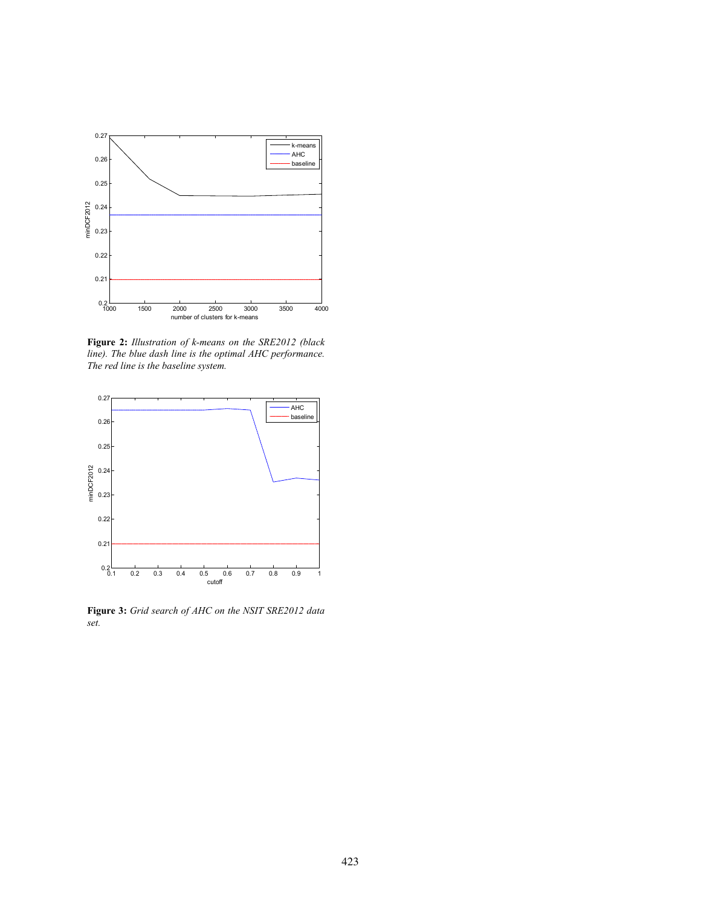0.27
0.26
0.25
0.24
0.23
0.22
0.21
0.2
minDCF2012
1000 1500 2000 2500 3000 3500 4000
number of clusters for k-means
k-means
AHC
baseline

**Figure 2:** *Illustration of k-means on the SRE2012 (black line). The blue dash line is the optimal AHC performance. The red line is the baseline system.*

0.27
0.26
0.25
0.24
0.23
0.22
0.21
0.2
minDCF2012
0.1 0.2 0.3 0.4 0.5 0.6 0.7 0.8 0.9 1
cutoff
AHC
baseline

**Figure 3:** *Grid search of AHC on the NSIT SRE2012 data set.*